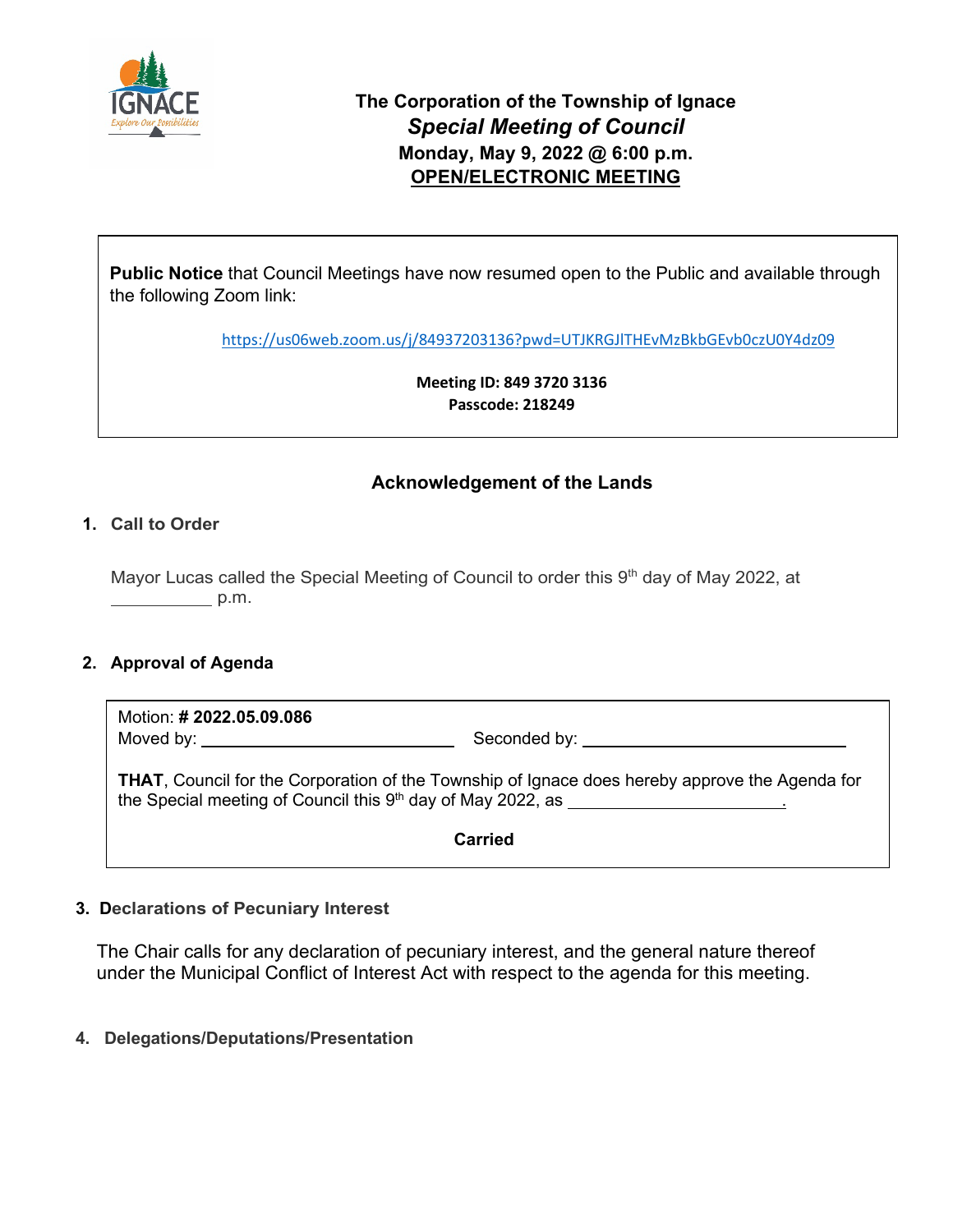**The Corporation of the Township of Ignace**
***Special Meeting of Council***
**Monday, May 9, 2022 @ 6:00 p.m.**
**OPEN/ELECTRONIC MEETING**

> **Public Notice** that Council Meetings have now resumed open to the Public and available through the following Zoom link:
>
> https://us06web.zoom.us/j/84937203136?pwd=UTJKRGJlTHEvMzBkbGEvb0czU0Y4dz09
>
> **Meeting ID: 849 3720 3136**
> **Passcode: 218249**

## Acknowledgement of the Lands

### 1. Call to Order

Mayor Lucas called the Special Meeting of Council to order this 9th day of May 2022, at __________ p.m.

### 2. Approval of Agenda

> Motion: **# 2022.05.09.086**
> Moved by: __________________________ Seconded by: __________________________
>
> **THAT**, Council for the Corporation of the Township of Ignace does hereby approve the Agenda for the Special meeting of Council this 9th day of May 2022, as ______________________.
>
> **Carried**

### 3. Declarations of Pecuniary Interest

The Chair calls for any declaration of pecuniary interest, and the general nature thereof under the Municipal Conflict of Interest Act with respect to the agenda for this meeting.

### 4. Delegations/Deputations/Presentation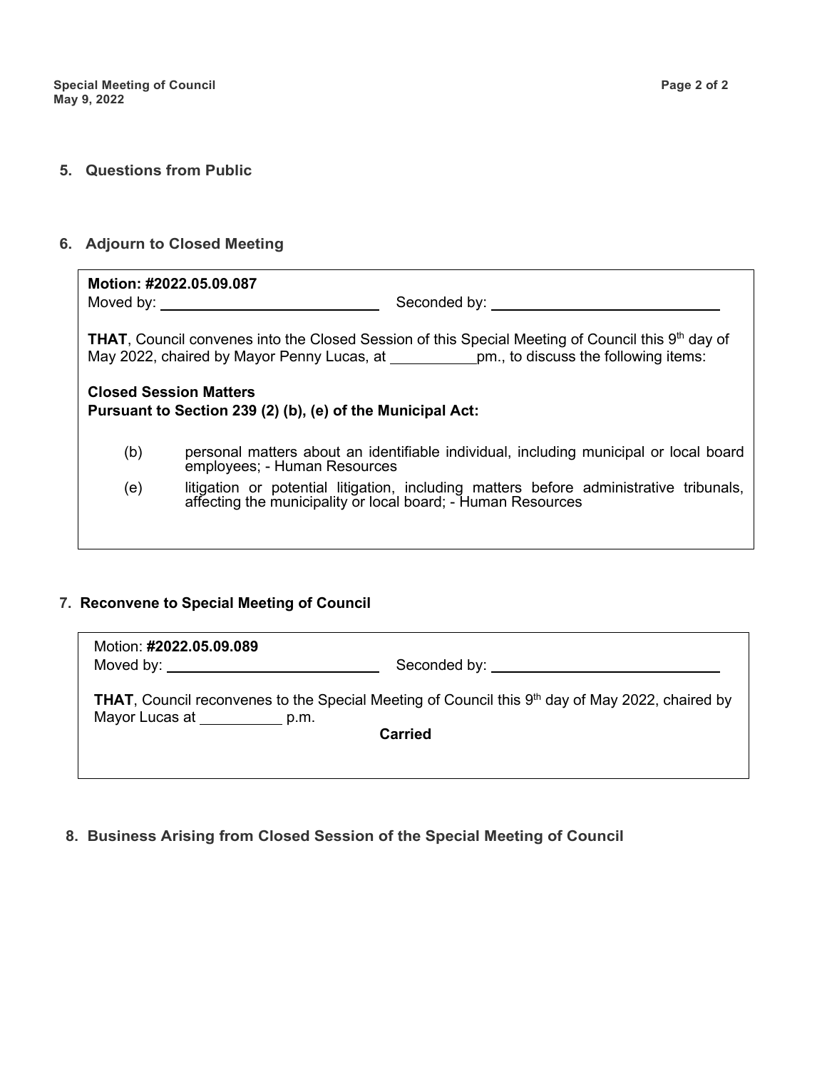## 5. Questions from Public

## 6. Adjourn to Closed Meeting

**Motion: #2022.05.09.087**

Moved by: ____________________ Seconded by: ____________________

**THAT**, Council convenes into the Closed Session of this Special Meeting of Council this 9th day of May 2022, chaired by Mayor Penny Lucas, at __________pm., to discuss the following items:

**Closed Session Matters**
**Pursuant to Section 239 (2) (b), (e) of the Municipal Act:**

(b) personal matters about an identifiable individual, including municipal or local board employees; - Human Resources

(e) litigation or potential litigation, including matters before administrative tribunals, affecting the municipality or local board; - Human Resources

## 7. Reconvene to Special Meeting of Council

Motion: **#2022.05.09.089**

Moved by: ____________________ Seconded by: ____________________

**THAT**, Council reconvenes to the Special Meeting of Council this 9th day of May 2022, chaired by Mayor Lucas at __________ p.m.

**Carried**

## 8. Business Arising from Closed Session of the Special Meeting of Council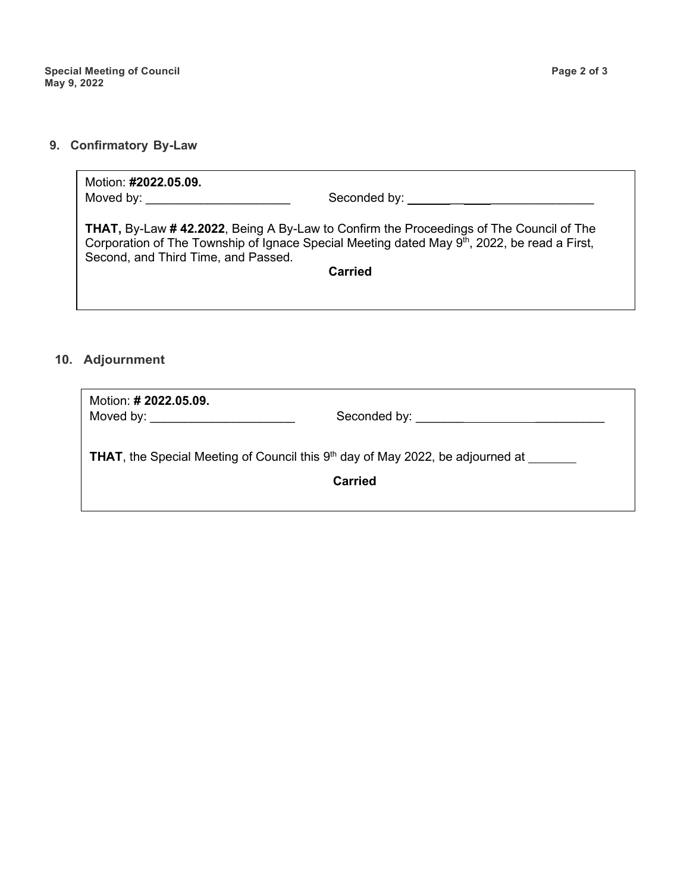## 9. Confirmatory By-Law

Motion: **#2022.05.09.**
Moved by: ______________________ Seconded by: ______________________

**THAT,** By-Law **# 42.2022**, Being A By-Law to Confirm the Proceedings of The Council of The Corporation of The Township of Ignace Special Meeting dated May 9th, 2022, be read a First, Second, and Third Time, and Passed.

**Carried**

## 10. Adjournment

Motion: **# 2022.05.09.**
Moved by: ______________________ Seconded by: ______________________

**THAT**, the Special Meeting of Council this 9th day of May 2022, be adjourned at _______

**Carried**